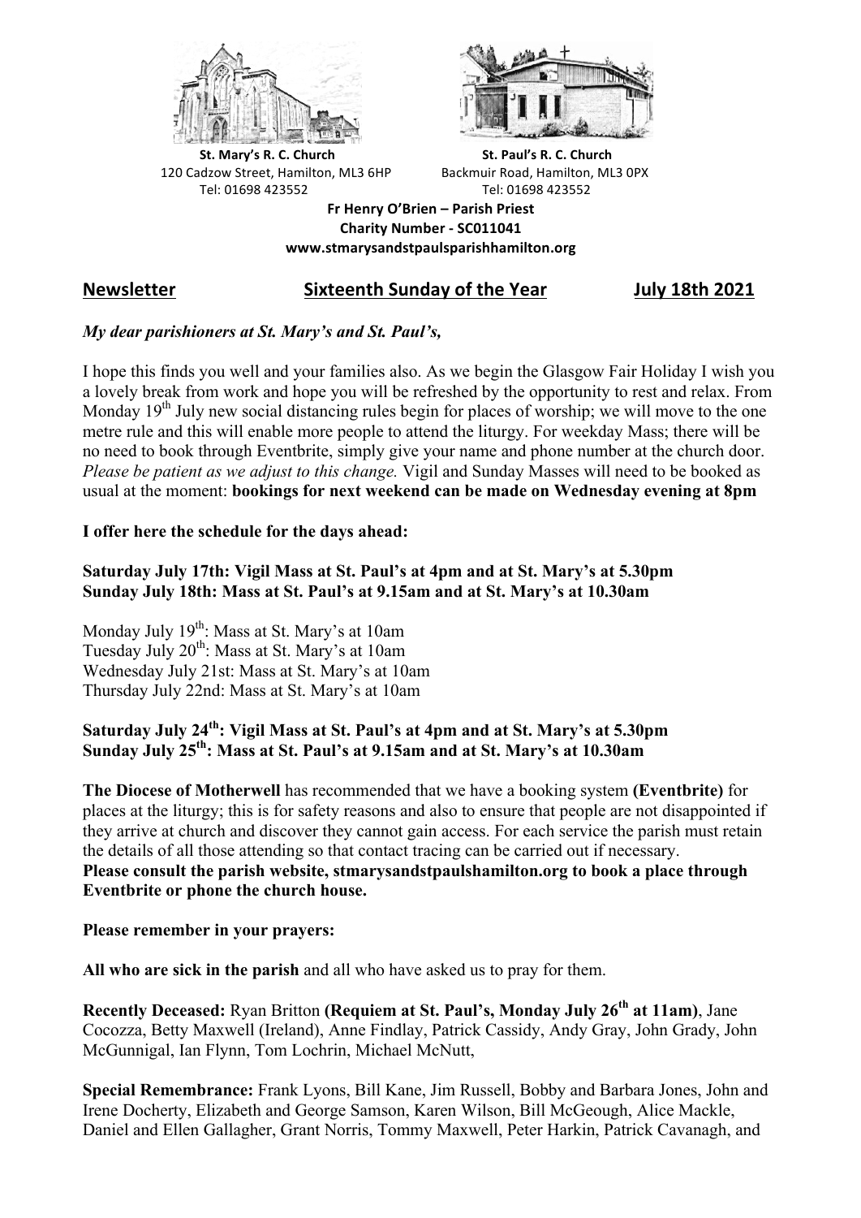**St. Mary's R. C. Church**
120 Cadzow Street, Hamilton, ML3 6HP
Tel: 01698 423552

**St. Paul's R. C. Church**
Backmuir Road, Hamilton, ML3 0PX
Tel: 01698 423552

**Fr Henry O'Brien – Parish Priest**
**Charity Number - SC011041**
**www.stmarysandstpaulsparishhamilton.org**

## Newsletter — Sixteenth Sunday of the Year — July 18th 2021

***My dear parishioners at St. Mary's and St. Paul's,***

I hope this finds you well and your families also. As we begin the Glasgow Fair Holiday I wish you a lovely break from work and hope you will be refreshed by the opportunity to rest and relax. From Monday 19th July new social distancing rules begin for places of worship; we will move to the one metre rule and this will enable more people to attend the liturgy. For weekday Mass; there will be no need to book through Eventbrite, simply give your name and phone number at the church door. *Please be patient as we adjust to this change.* Vigil and Sunday Masses will need to be booked as usual at the moment: **bookings for next weekend can be made on Wednesday evening at 8pm**

**I offer here the schedule for the days ahead:**

**Saturday July 17th: Vigil Mass at St. Paul's at 4pm and at St. Mary's at 5.30pm**
**Sunday July 18th: Mass at St. Paul's at 9.15am and at St. Mary's at 10.30am**

Monday July 19th: Mass at St. Mary's at 10am
Tuesday July 20th: Mass at St. Mary's at 10am
Wednesday July 21st: Mass at St. Mary's at 10am
Thursday July 22nd: Mass at St. Mary's at 10am

**Saturday July 24th: Vigil Mass at St. Paul's at 4pm and at St. Mary's at 5.30pm**
**Sunday July 25th: Mass at St. Paul's at 9.15am and at St. Mary's at 10.30am**

**The Diocese of Motherwell** has recommended that we have a booking system **(Eventbrite)** for places at the liturgy; this is for safety reasons and also to ensure that people are not disappointed if they arrive at church and discover they cannot gain access. For each service the parish must retain the details of all those attending so that contact tracing can be carried out if necessary.
**Please consult the parish website, stmarysandstpaulshamilton.org to book a place through Eventbrite or phone the church house.**

**Please remember in your prayers:**

**All who are sick in the parish** and all who have asked us to pray for them.

**Recently Deceased:** Ryan Britton **(Requiem at St. Paul's, Monday July 26th at 11am)**, Jane Cocozza, Betty Maxwell (Ireland), Anne Findlay, Patrick Cassidy, Andy Gray, John Grady, John McGunnigal, Ian Flynn, Tom Lochrin, Michael McNutt,

**Special Remembrance:** Frank Lyons, Bill Kane, Jim Russell, Bobby and Barbara Jones, John and Irene Docherty, Elizabeth and George Samson, Karen Wilson, Bill McGeough, Alice Mackle, Daniel and Ellen Gallagher, Grant Norris, Tommy Maxwell, Peter Harkin, Patrick Cavanagh, and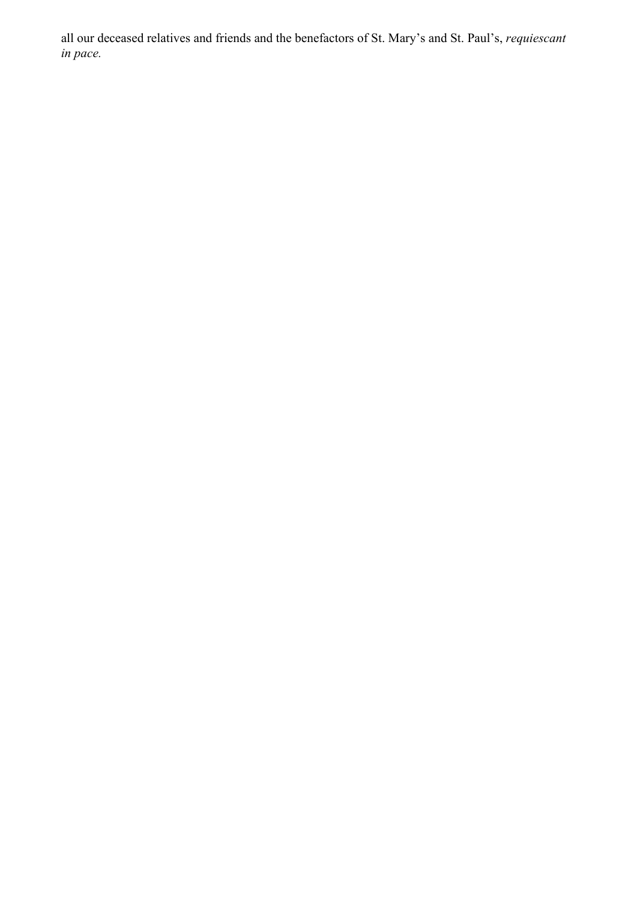all our deceased relatives and friends and the benefactors of St. Mary’s and St. Paul’s, *requiescant in pace.*